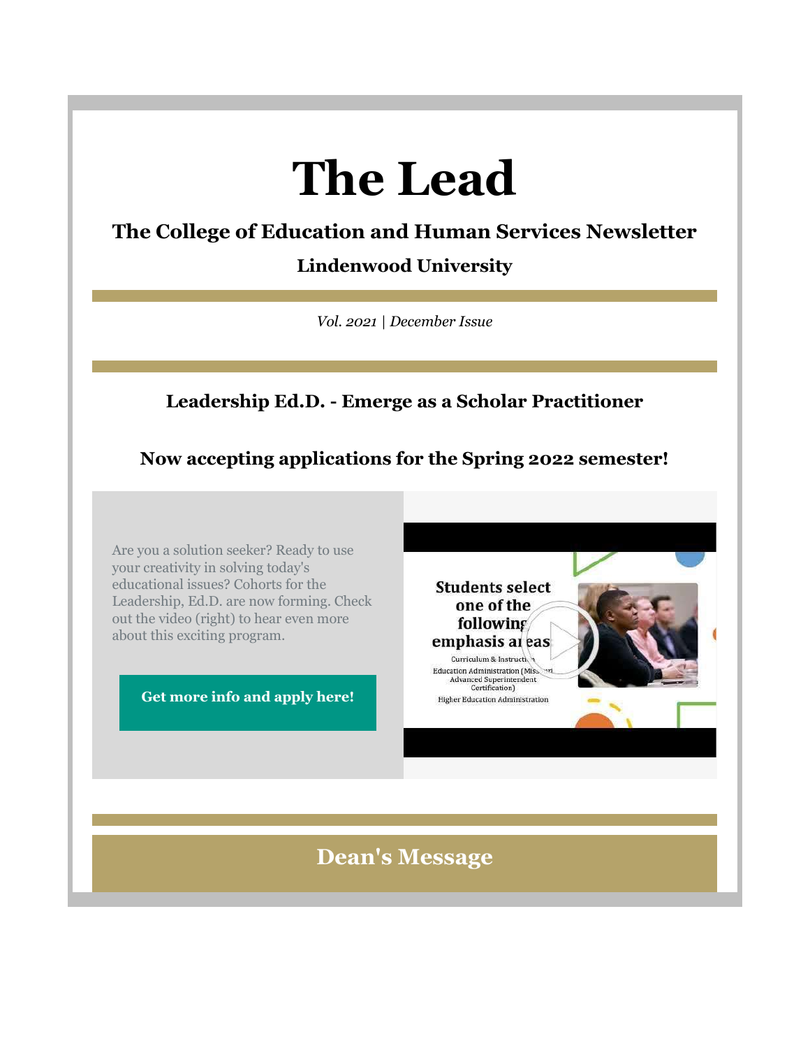# The Lead

## The College of Education and Human Services Newsletter

### Lindenwood University

*Vol. 2021 | December Issue*

### Leadership Ed.D. - Emerge as a Scholar Practitioner

### Now accepting applications for the Spring 2022 semester!

Are you a solution seeker? Ready to use your creativity in solving today's educational issues? Cohorts for the Leadership, Ed.D. are now forming. Check out the video (right) to hear even more about this exciting program.

**Get more info and apply here!**

## Dean's Message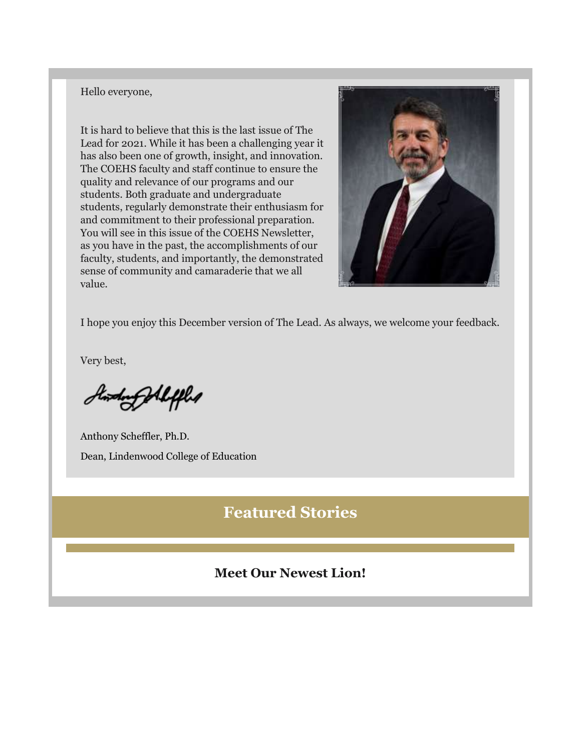Hello everyone,

It is hard to believe that this is the last issue of The Lead for 2021. While it has been a challenging year it has also been one of growth, insight, and innovation. The COEHS faculty and staff continue to ensure the quality and relevance of our programs and our students. Both graduate and undergraduate students, regularly demonstrate their enthusiasm for and commitment to their professional preparation. You will see in this issue of the COEHS Newsletter, as you have in the past, the accomplishments of our faculty, students, and importantly, the demonstrated sense of community and camaraderie that we all value.

I hope you enjoy this December version of The Lead. As always, we welcome your feedback.

Very best,

Anthony Scheffler, Ph.D.

Dean, Lindenwood College of Education

## Featured Stories

### Meet Our Newest Lion!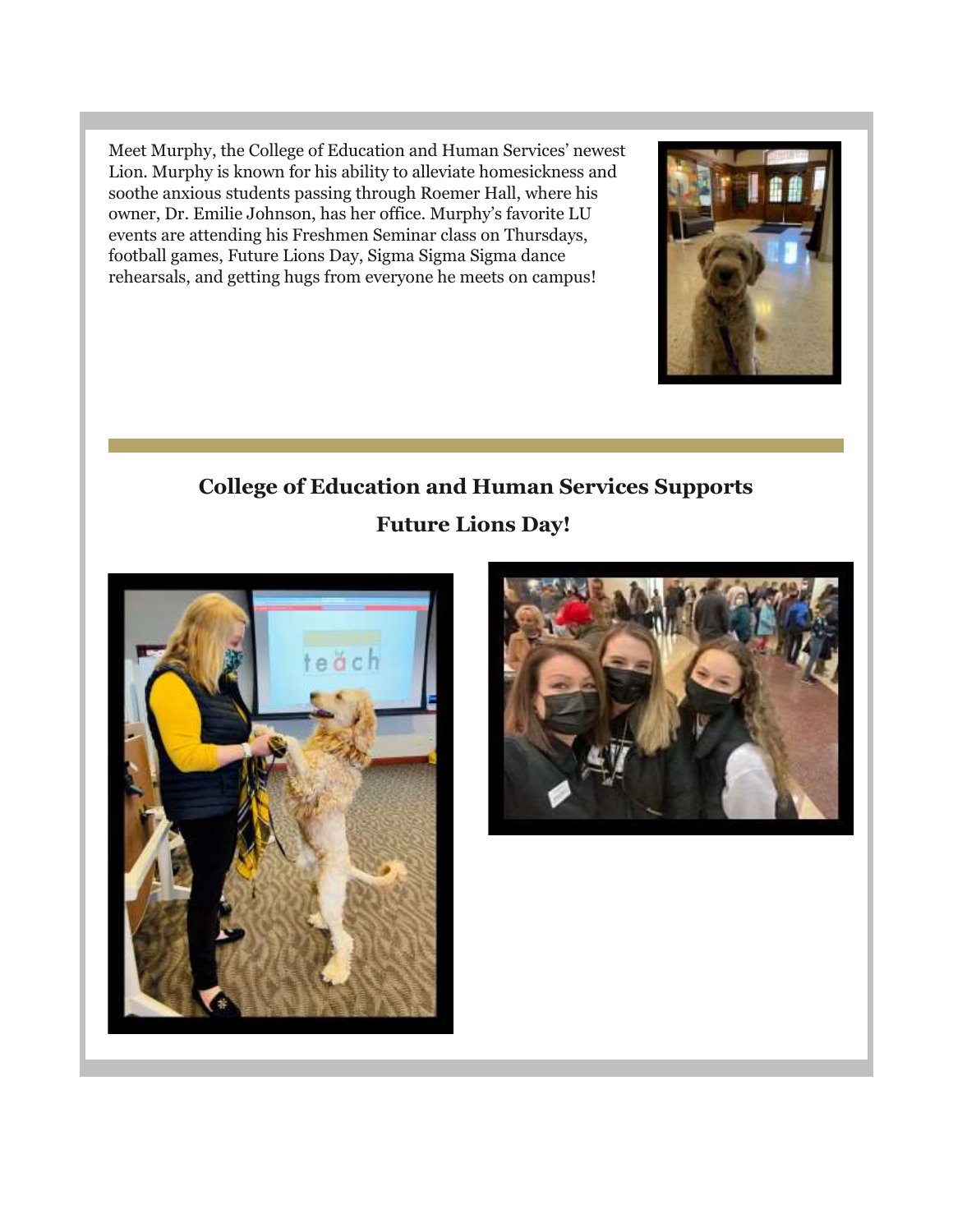Meet Murphy, the College of Education and Human Services' newest Lion. Murphy is known for his ability to alleviate homesickness and soothe anxious students passing through Roemer Hall, where his owner, Dr. Emilie Johnson, has her office. Murphy's favorite LU events are attending his Freshmen Seminar class on Thursdays, football games, Future Lions Day, Sigma Sigma Sigma dance rehearsals, and getting hugs from everyone he meets on campus!

## College of Education and Human Services Supports Future Lions Day!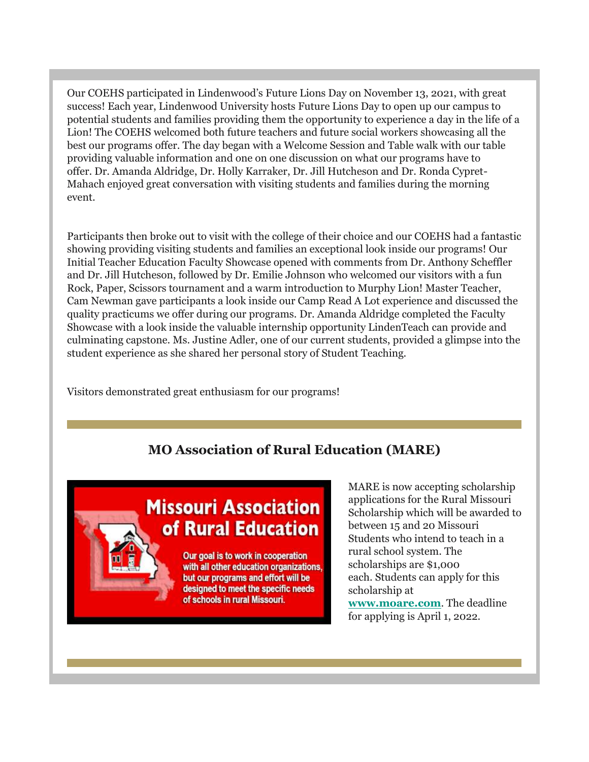Our COEHS participated in Lindenwood's Future Lions Day on November 13, 2021, with great success! Each year, Lindenwood University hosts Future Lions Day to open up our campus to potential students and families providing them the opportunity to experience a day in the life of a Lion! The COEHS welcomed both future teachers and future social workers showcasing all the best our programs offer. The day began with a Welcome Session and Table walk with our table providing valuable information and one on one discussion on what our programs have to offer. Dr. Amanda Aldridge, Dr. Holly Karraker, Dr. Jill Hutcheson and Dr. Ronda Cypret-Mahach enjoyed great conversation with visiting students and families during the morning event.

Participants then broke out to visit with the college of their choice and our COEHS had a fantastic showing providing visiting students and families an exceptional look inside our programs! Our Initial Teacher Education Faculty Showcase opened with comments from Dr. Anthony Scheffler and Dr. Jill Hutcheson, followed by Dr. Emilie Johnson who welcomed our visitors with a fun Rock, Paper, Scissors tournament and a warm introduction to Murphy Lion! Master Teacher, Cam Newman gave participants a look inside our Camp Read A Lot experience and discussed the quality practicums we offer during our programs. Dr. Amanda Aldridge completed the Faculty Showcase with a look inside the valuable internship opportunity LindenTeach can provide and culminating capstone. Ms. Justine Adler, one of our current students, provided a glimpse into the student experience as she shared her personal story of Student Teaching.

Visitors demonstrated great enthusiasm for our programs!

## MO Association of Rural Education (MARE)

**Missouri Association of Rural Education**

Our goal is to work in cooperation with all other education organizations, but our programs and effort will be designed to meet the specific needs of schools in rural Missouri.

MARE is now accepting scholarship applications for the Rural Missouri Scholarship which will be awarded to between 15 and 20 Missouri Students who intend to teach in a rural school system. The scholarships are $1,000 each. Students can apply for this scholarship at **www.moare.com**. The deadline for applying is April 1, 2022.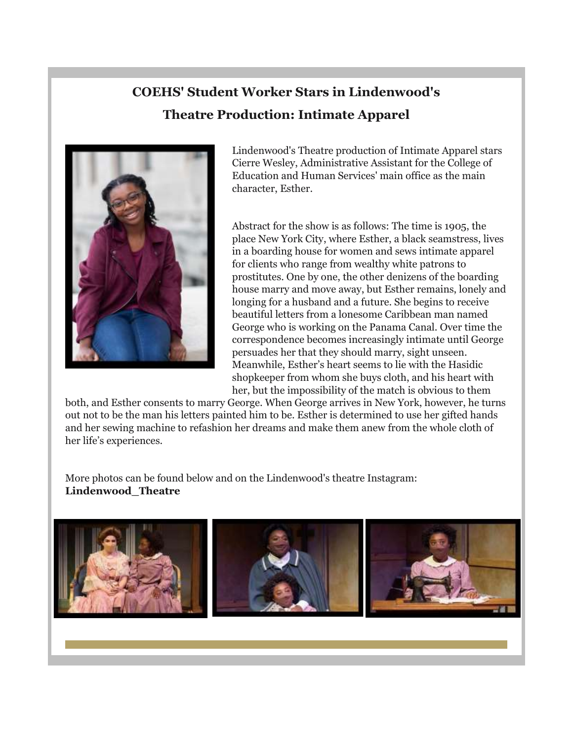## COEHS' Student Worker Stars in Lindenwood's Theatre Production: Intimate Apparel

Lindenwood's Theatre production of Intimate Apparel stars Cierre Wesley, Administrative Assistant for the College of Education and Human Services' main office as the main character, Esther.

Abstract for the show is as follows: The time is 1905, the place New York City, where Esther, a black seamstress, lives in a boarding house for women and sews intimate apparel for clients who range from wealthy white patrons to prostitutes. One by one, the other denizens of the boarding house marry and move away, but Esther remains, lonely and longing for a husband and a future. She begins to receive beautiful letters from a lonesome Caribbean man named George who is working on the Panama Canal. Over time the correspondence becomes increasingly intimate until George persuades her that they should marry, sight unseen. Meanwhile, Esther's heart seems to lie with the Hasidic shopkeeper from whom she buys cloth, and his heart with her, but the impossibility of the match is obvious to them both, and Esther consents to marry George. When George arrives in New York, however, he turns out not to be the man his letters painted him to be. Esther is determined to use her gifted hands and her sewing machine to refashion her dreams and make them anew from the whole cloth of her life's experiences.

More photos can be found below and on the Lindenwood's theatre Instagram: **Lindenwood_Theatre**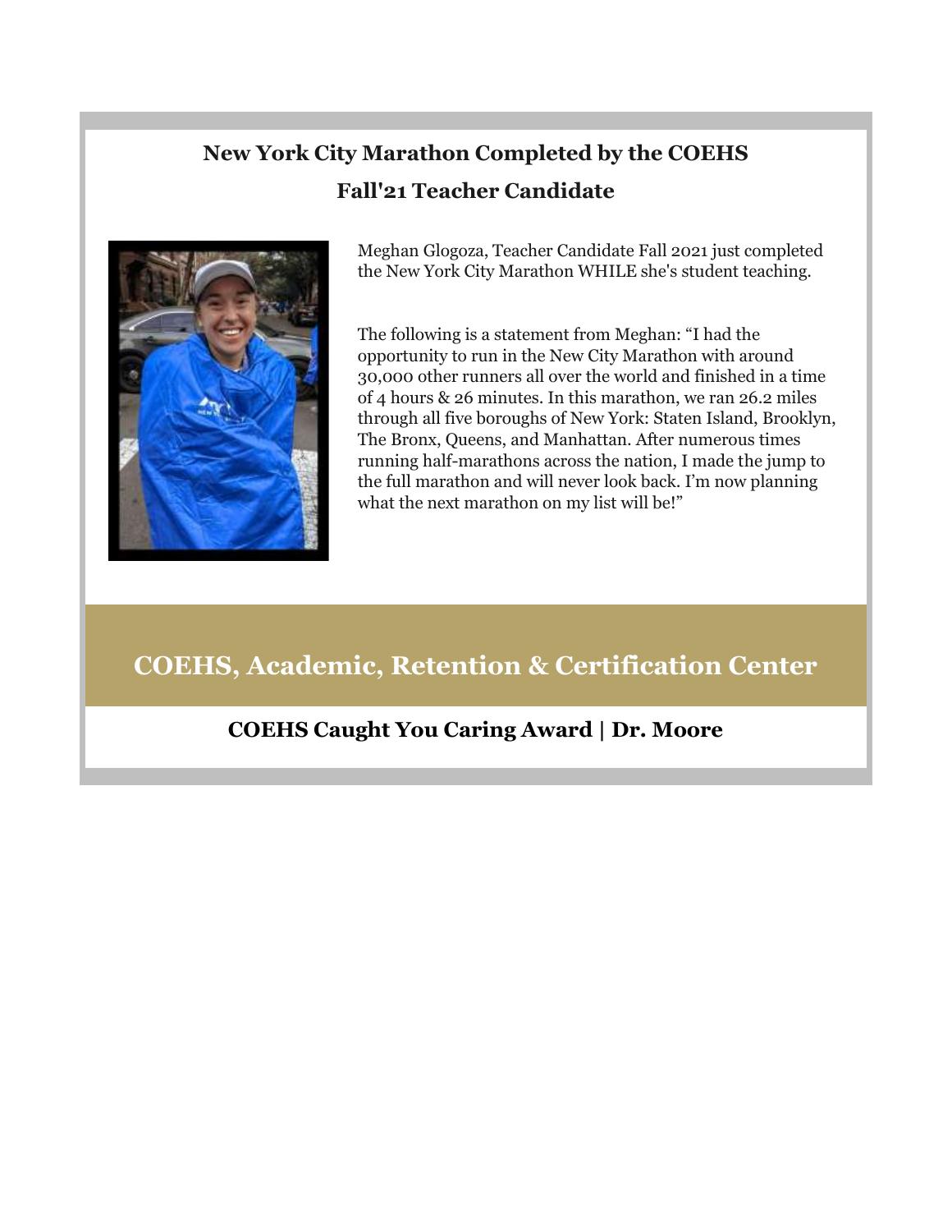## New York City Marathon Completed by the COEHS Fall'21 Teacher Candidate

Meghan Glogoza, Teacher Candidate Fall 2021 just completed the New York City Marathon WHILE she's student teaching.

The following is a statement from Meghan: “I had the opportunity to run in the New City Marathon with around 30,000 other runners all over the world and finished in a time of 4 hours & 26 minutes. In this marathon, we ran 26.2 miles through all five boroughs of New York: Staten Island, Brooklyn, The Bronx, Queens, and Manhattan. After numerous times running half-marathons across the nation, I made the jump to the full marathon and will never look back. I’m now planning what the next marathon on my list will be!”

# COEHS, Academic, Retention & Certification Center

## COEHS Caught You Caring Award | Dr. Moore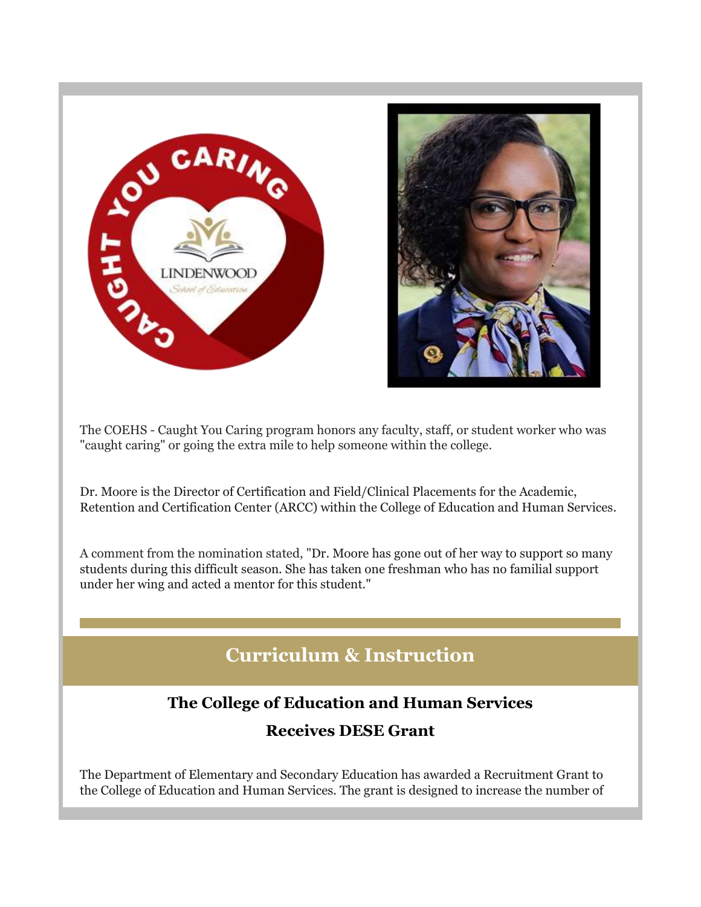The COEHS - Caught You Caring program honors any faculty, staff, or student worker who was "caught caring" or going the extra mile to help someone within the college.

Dr. Moore is the Director of Certification and Field/Clinical Placements for the Academic, Retention and Certification Center (ARCC) within the College of Education and Human Services.

A comment from the nomination stated, "Dr. Moore has gone out of her way to support so many students during this difficult season. She has taken one freshman who has no familial support under her wing and acted a mentor for this student."

## Curriculum & Instruction

### The College of Education and Human Services Receives DESE Grant

The Department of Elementary and Secondary Education has awarded a Recruitment Grant to the College of Education and Human Services. The grant is designed to increase the number of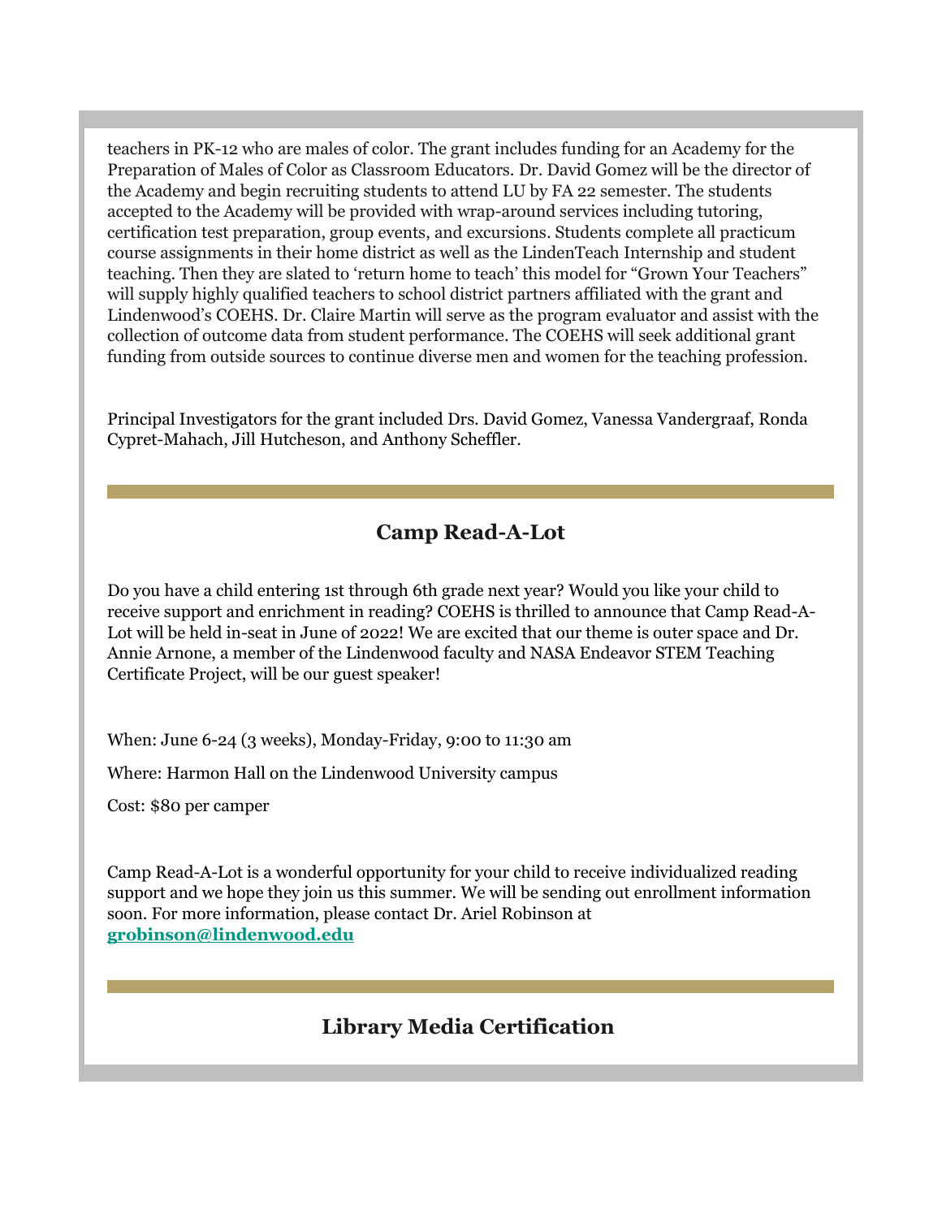teachers in PK-12 who are males of color. The grant includes funding for an Academy for the Preparation of Males of Color as Classroom Educators. Dr. David Gomez will be the director of the Academy and begin recruiting students to attend LU by FA 22 semester. The students accepted to the Academy will be provided with wrap-around services including tutoring, certification test preparation, group events, and excursions. Students complete all practicum course assignments in their home district as well as the LindenTeach Internship and student teaching. Then they are slated to 'return home to teach' this model for "Grown Your Teachers" will supply highly qualified teachers to school district partners affiliated with the grant and Lindenwood's COEHS. Dr. Claire Martin will serve as the program evaluator and assist with the collection of outcome data from student performance. The COEHS will seek additional grant funding from outside sources to continue diverse men and women for the teaching profession.

Principal Investigators for the grant included Drs. David Gomez, Vanessa Vandergraaf, Ronda Cypret-Mahach, Jill Hutcheson, and Anthony Scheffler.

---

## Camp Read-A-Lot

Do you have a child entering 1st through 6th grade next year? Would you like your child to receive support and enrichment in reading? COEHS is thrilled to announce that Camp Read-A-Lot will be held in-seat in June of 2022! We are excited that our theme is outer space and Dr. Annie Arnone, a member of the Lindenwood faculty and NASA Endeavor STEM Teaching Certificate Project, will be our guest speaker!

When: June 6-24 (3 weeks), Monday-Friday, 9:00 to 11:30 am

Where: Harmon Hall on the Lindenwood University campus

Cost: $80 per camper

Camp Read-A-Lot is a wonderful opportunity for your child to receive individualized reading support and we hope they join us this summer. We will be sending out enrollment information soon. For more information, please contact Dr. Ariel Robinson at **grobinson@lindenwood.edu**

---

## Library Media Certification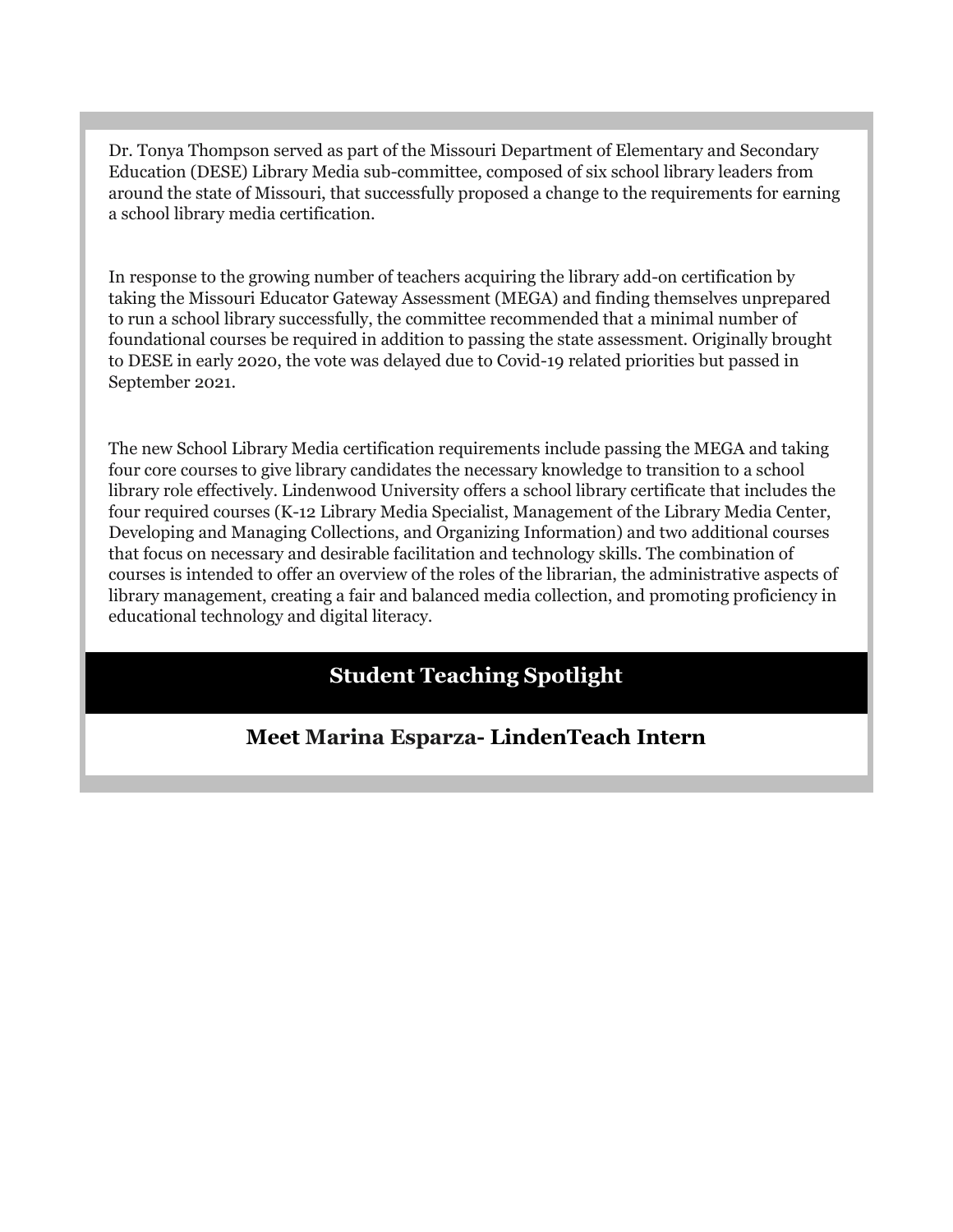Dr. Tonya Thompson served as part of the Missouri Department of Elementary and Secondary Education (DESE) Library Media sub-committee, composed of six school library leaders from around the state of Missouri, that successfully proposed a change to the requirements for earning a school library media certification.

In response to the growing number of teachers acquiring the library add-on certification by taking the Missouri Educator Gateway Assessment (MEGA) and finding themselves unprepared to run a school library successfully, the committee recommended that a minimal number of foundational courses be required in addition to passing the state assessment. Originally brought to DESE in early 2020, the vote was delayed due to Covid-19 related priorities but passed in September 2021.

The new School Library Media certification requirements include passing the MEGA and taking four core courses to give library candidates the necessary knowledge to transition to a school library role effectively. Lindenwood University offers a school library certificate that includes the four required courses (K-12 Library Media Specialist, Management of the Library Media Center, Developing and Managing Collections, and Organizing Information) and two additional courses that focus on necessary and desirable facilitation and technology skills. The combination of courses is intended to offer an overview of the roles of the librarian, the administrative aspects of library management, creating a fair and balanced media collection, and promoting proficiency in educational technology and digital literacy.

## Student Teaching Spotlight

### Meet Marina Esparza- LindenTeach Intern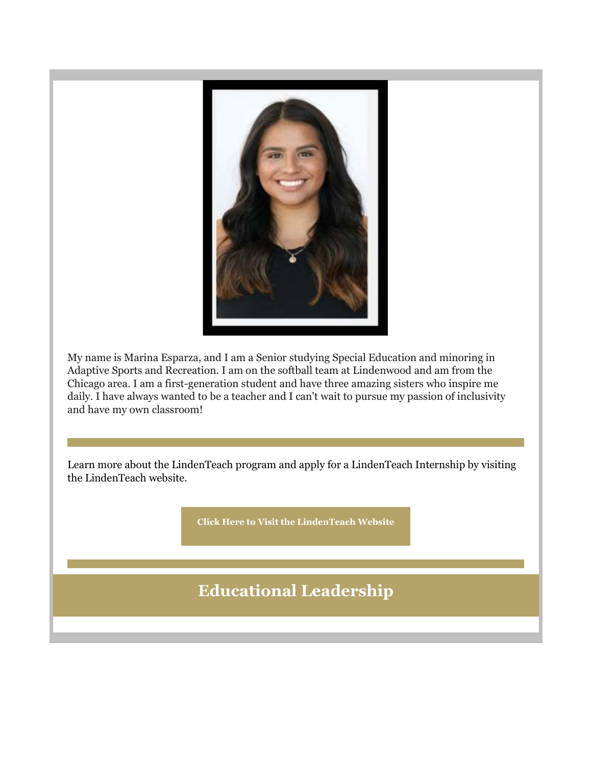My name is Marina Esparza, and I am a Senior studying Special Education and minoring in Adaptive Sports and Recreation. I am on the softball team at Lindenwood and am from the Chicago area. I am a first-generation student and have three amazing sisters who inspire me daily. I have always wanted to be a teacher and I can't wait to pursue my passion of inclusivity and have my own classroom!

---

Learn more about the LindenTeach program and apply for a LindenTeach Internship by visiting the LindenTeach website.

**Click Here to Visit the LindenTeach Website**

---

## Educational Leadership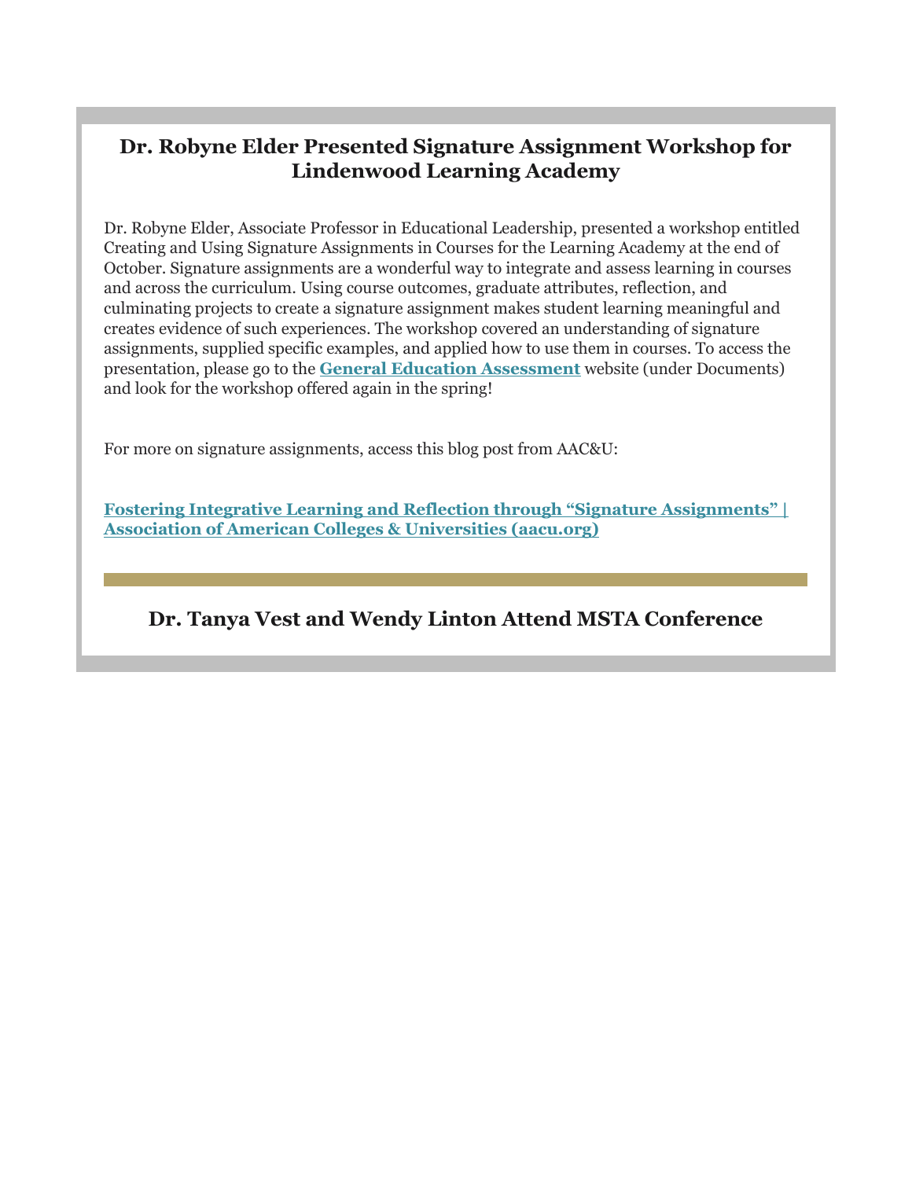## Dr. Robyne Elder Presented Signature Assignment Workshop for Lindenwood Learning Academy

Dr. Robyne Elder, Associate Professor in Educational Leadership, presented a workshop entitled Creating and Using Signature Assignments in Courses for the Learning Academy at the end of October. Signature assignments are a wonderful way to integrate and assess learning in courses and across the curriculum. Using course outcomes, graduate attributes, reflection, and culminating projects to create a signature assignment makes student learning meaningful and creates evidence of such experiences. The workshop covered an understanding of signature assignments, supplied specific examples, and applied how to use them in courses. To access the presentation, please go to the **General Education Assessment** website (under Documents) and look for the workshop offered again in the spring!

For more on signature assignments, access this blog post from AAC&U:

**Fostering Integrative Learning and Reflection through “Signature Assignments” | Association of American Colleges & Universities (aacu.org)**

---

## Dr. Tanya Vest and Wendy Linton Attend MSTA Conference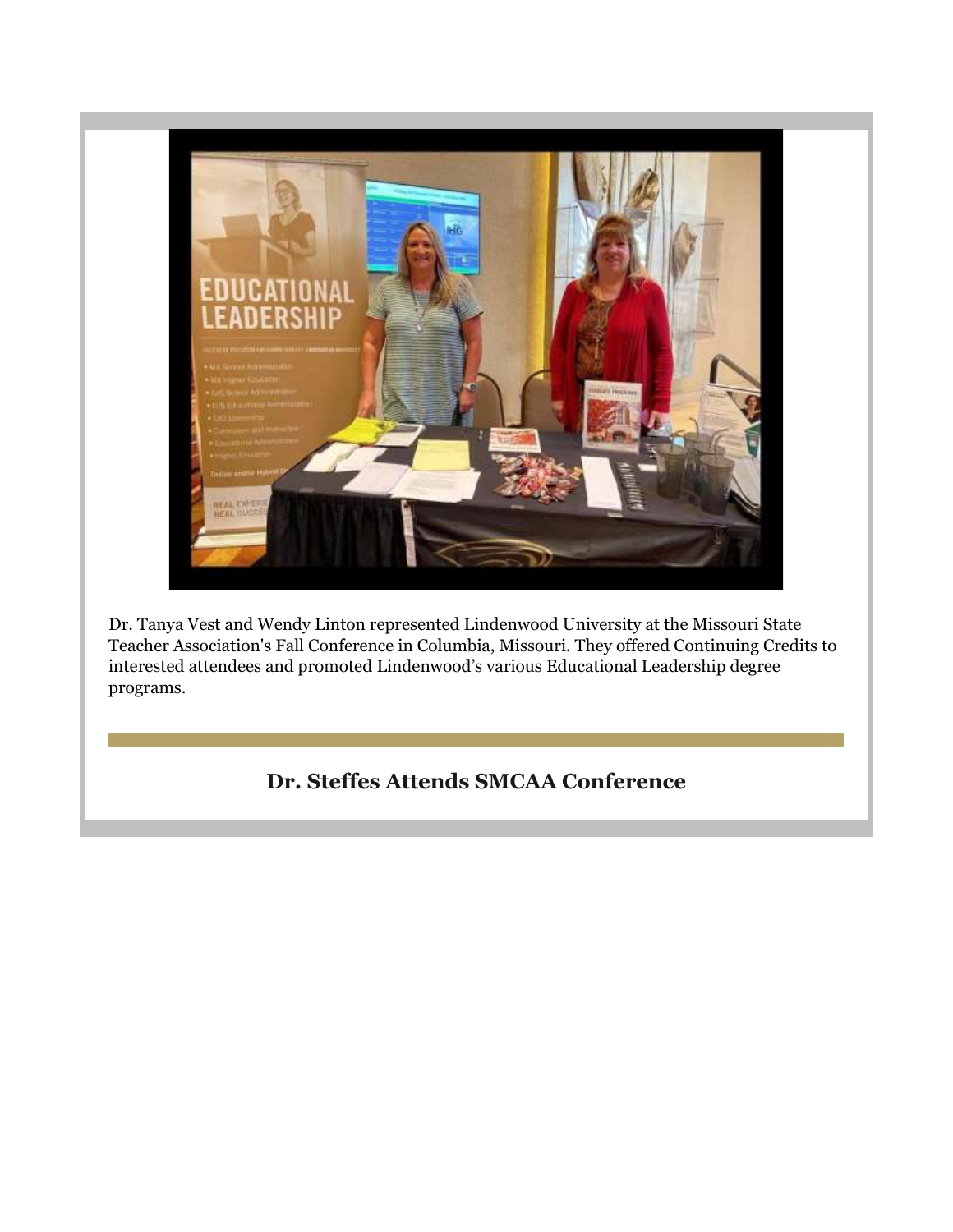Dr. Tanya Vest and Wendy Linton represented Lindenwood University at the Missouri State Teacher Association's Fall Conference in Columbia, Missouri. They offered Continuing Credits to interested attendees and promoted Lindenwood's various Educational Leadership degree programs.

## Dr. Steffes Attends SMCAA Conference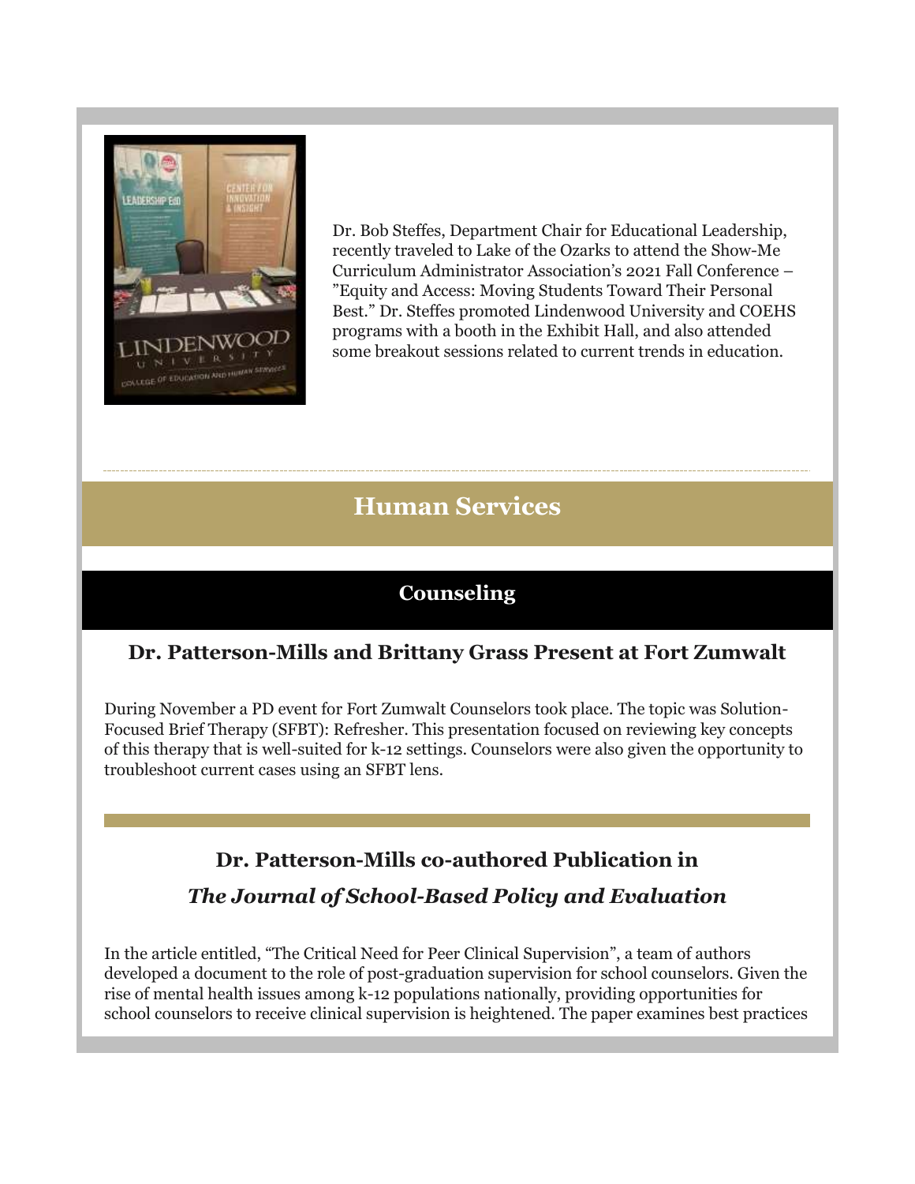Dr. Bob Steffes, Department Chair for Educational Leadership, recently traveled to Lake of the Ozarks to attend the Show-Me Curriculum Administrator Association's 2021 Fall Conference – "Equity and Access: Moving Students Toward Their Personal Best." Dr. Steffes promoted Lindenwood University and COEHS programs with a booth in the Exhibit Hall, and also attended some breakout sessions related to current trends in education.

# Human Services

## Counseling

### Dr. Patterson-Mills and Brittany Grass Present at Fort Zumwalt

During November a PD event for Fort Zumwalt Counselors took place. The topic was Solution-Focused Brief Therapy (SFBT): Refresher. This presentation focused on reviewing key concepts of this therapy that is well-suited for k-12 settings. Counselors were also given the opportunity to troubleshoot current cases using an SFBT lens.

### Dr. Patterson-Mills co-authored Publication in *The Journal of School-Based Policy and Evaluation*

In the article entitled, "The Critical Need for Peer Clinical Supervision", a team of authors developed a document to the role of post-graduation supervision for school counselors. Given the rise of mental health issues among k-12 populations nationally, providing opportunities for school counselors to receive clinical supervision is heightened. The paper examines best practices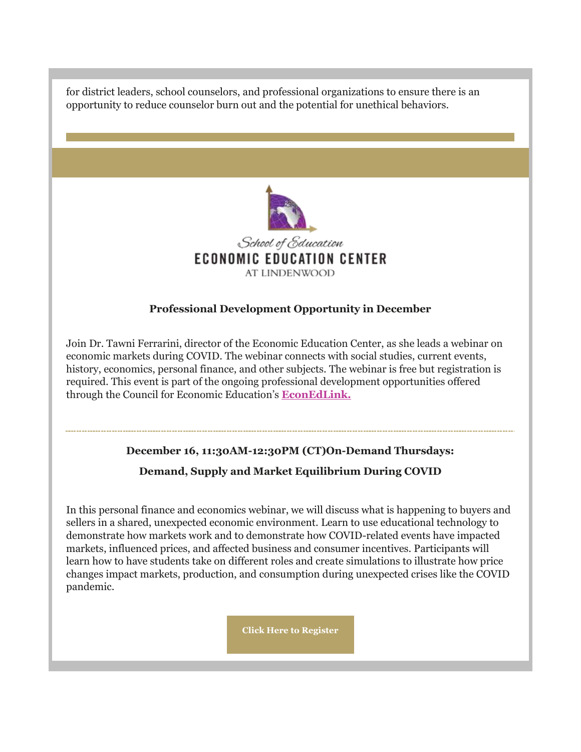for district leaders, school counselors, and professional organizations to ensure there is an opportunity to reduce counselor burn out and the potential for unethical behaviors.

School of Education
ECONOMIC EDUCATION CENTER
AT LINDENWOOD

**Professional Development Opportunity in December**

Join Dr. Tawni Ferrarini, director of the Economic Education Center, as she leads a webinar on economic markets during COVID. The webinar connects with social studies, current events, history, economics, personal finance, and other subjects. The webinar is free but registration is required. This event is part of the ongoing professional development opportunities offered through the Council for Economic Education's **EconEdLink.**

---

**December 16, 11:30AM-12:30PM (CT)On-Demand Thursdays:**

**Demand, Supply and Market Equilibrium During COVID**

In this personal finance and economics webinar, we will discuss what is happening to buyers and sellers in a shared, unexpected economic environment. Learn to use educational technology to demonstrate how markets work and to demonstrate how COVID-related events have impacted markets, influenced prices, and affected business and consumer incentives. Participants will learn how to have students take on different roles and create simulations to illustrate how price changes impact markets, production, and consumption during unexpected crises like the COVID pandemic.

**Click Here to Register**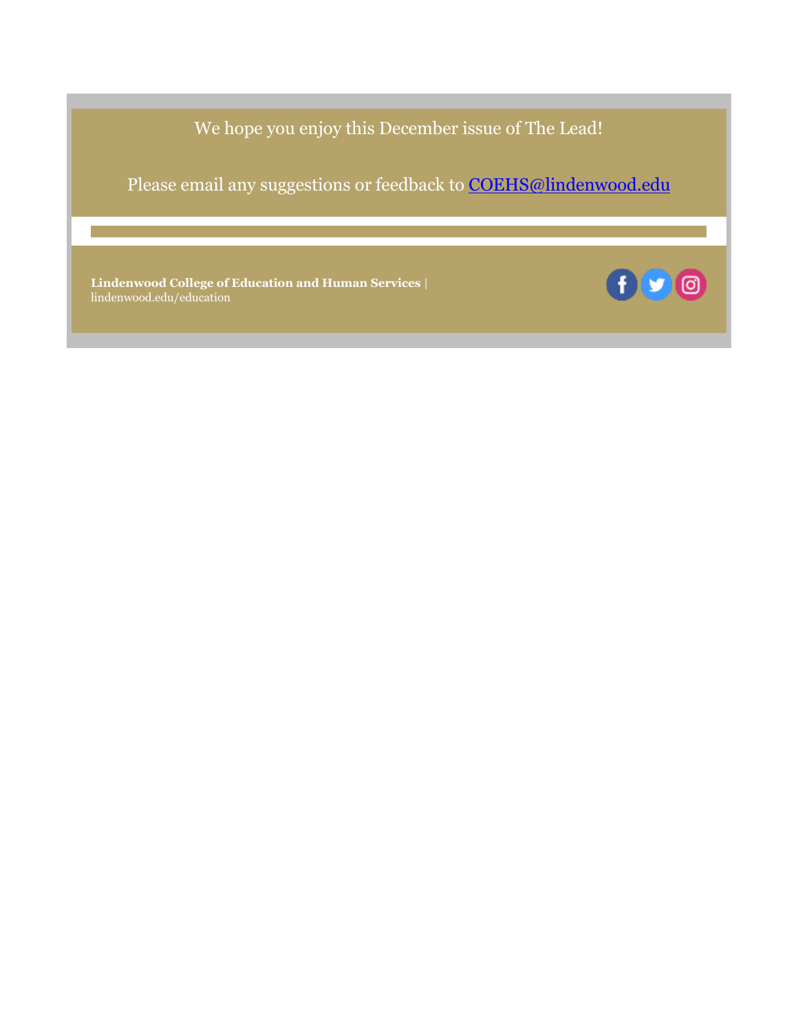We hope you enjoy this December issue of The Lead!

Please email any suggestions or feedback to COEHS@lindenwood.edu

**Lindenwood College of Education and Human Services** |
lindenwood.edu/education